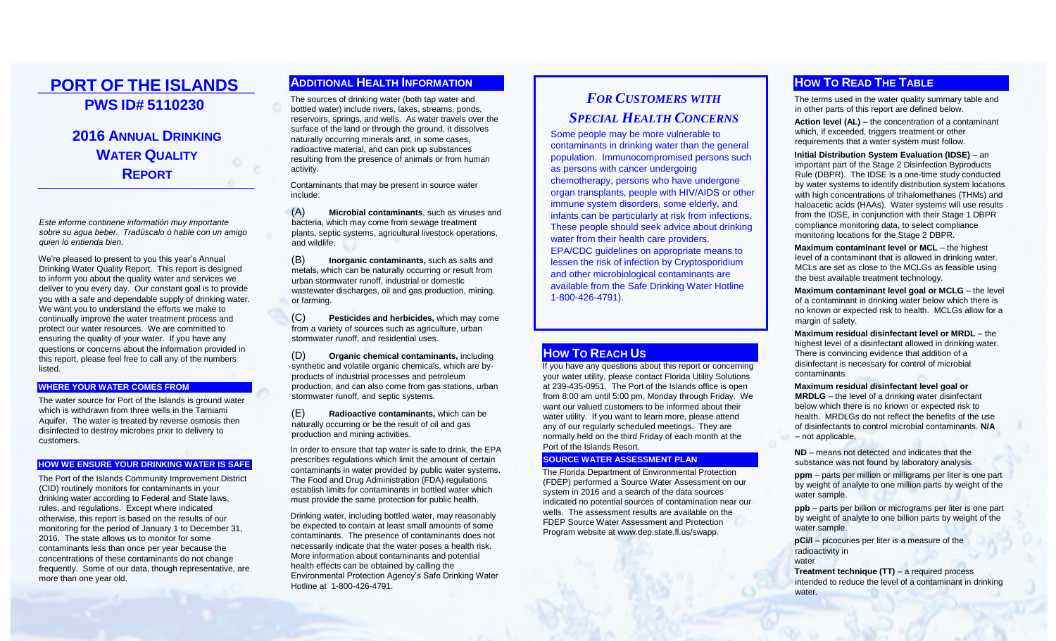# PORT OF THE ISLANDS

## PWS ID# 5110230

## 2016 ANNUAL DRINKING WATER QUALITY REPORT

*Este informe continene información muy importante sobre su agua beber. Tradúscalo ó hable con un amigo quien lo entienda bien.*

We're pleased to present to you this year's Annual Drinking Water Quality Report. This report is designed to inform you about the quality water and services we deliver to you every day. Our constant goal is to provide you with a safe and dependable supply of drinking water. We want you to understand the efforts we make to continually improve the water treatment process and protect our water resources. We are committed to ensuring the quality of your water. If you have any questions or concerns about the information provided in this report, please feel free to call any of the numbers listed.

### WHERE YOUR WATER COMES FROM

The water source for Port of the Islands is ground water which is withdrawn from three wells in the Tamiami Aquifer. The water is treated by reverse osmosis then disinfected to destroy microbes prior to delivery to customers.

### HOW WE ENSURE YOUR DRINKING WATER IS SAFE

The Port of the Islands Community Improvement District (CID) routinely monitors for contaminants in your drinking water according to Federal and State laws, rules, and regulations. Except where indicated otherwise, this report is based on the results of our monitoring for the period of January 1 to December 31, 2016. The state allows us to monitor for some contaminants less than once per year because the concentrations of these contaminants do not change frequently. Some of our data, though representative, are more than one year old.

## ADDITIONAL HEALTH INFORMATION

The sources of drinking water (both tap water and bottled water) include rivers, lakes, streams, ponds, reservoirs, springs, and wells. As water travels over the surface of the land or through the ground, it dissolves naturally occurring minerals and, in some cases, radioactive material, and can pick up substances resulting from the presence of animals or from human activity.

Contaminants that may be present in source water include:

(A) **Microbial contaminants**, such as viruses and bacteria, which may come from sewage treatment plants, septic systems, agricultural livestock operations, and wildlife.

(B) **Inorganic contaminants,** such as salts and metals, which can be naturally occurring or result from urban stormwater runoff, industrial or domestic wastewater discharges, oil and gas production, mining, or farming.

(C) **Pesticides and herbicides,** which may come from a variety of sources such as agriculture, urban stormwater runoff, and residential uses.

(D) **Organic chemical contaminants,** including synthetic and volatile organic chemicals, which are by-products of industrial processes and petroleum production, and can also come from gas stations, urban stormwater runoff, and septic systems.

(E) **Radioactive contaminants,** which can be naturally occurring or be the result of oil and gas production and mining activities.

In order to ensure that tap water is safe to drink, the EPA prescribes regulations which limit the amount of certain contaminants in water provided by public water systems. The Food and Drug Administration (FDA) regulations establish limits for contaminants in bottled water which must provide the same protection for public health.

Drinking water, including bottled water, may reasonably be expected to contain at least small amounts of some contaminants. The presence of contaminants does not necessarily indicate that the water poses a health risk. More information about contaminants and potential health effects can be obtained by calling the Environmental Protection Agency's Safe Drinking Water Hotline at 1-800-426-4791.

## *FOR CUSTOMERS WITH SPECIAL HEALTH CONCERNS*

Some people may be more vulnerable to contaminants in drinking water than the general population. Immunocompromised persons such as persons with cancer undergoing chemotherapy, persons who have undergone organ transplants, people with HIV/AIDS or other immune system disorders, some elderly, and infants can be particularly at risk from infections. These people should seek advice about drinking water from their health care providers. EPA/CDC guidelines on appropriate means to lessen the risk of infection by Cryptosporidium and other microbiological contaminants are available from the Safe Drinking Water Hotline 1-800-426-4791).

## HOW TO REACH US

If you have any questions about this report or concerning your water utility, please contact Florida Utility Solutions at 239-435-0951. The Port of the Islands office is open from 8:00 am until 5:00 pm, Monday through Friday. We want our valued customers to be informed about their water utility. If you want to learn more, please attend any of our regularly scheduled meetings. They are normally held on the third Friday of each month at the Port of the Islands Resort.

### SOURCE WATER ASSESSMENT PLAN

The Florida Department of Environmental Protection (FDEP) performed a Source Water Assessment on our system in 2016 and a search of the data sources indicated no potential sources of contamination near our wells. The assessment results are available on the FDEP Source Water Assessment and Protection Program website at www.dep.state.fl.us/swapp.

## HOW TO READ THE TABLE

The terms used in the water quality summary table and in other parts of this report are defined below.

**Action level (AL) –** the concentration of a contaminant which, if exceeded, triggers treatment or other requirements that a water system must follow.

**Initial Distribution System Evaluation (IDSE)** – an important part of the Stage 2 Disinfection Byproducts Rule (DBPR). The IDSE is a one-time study conducted by water systems to identify distribution system locations with high concentrations of trihalomethanes (THMs) and haloacetic acids (HAAs). Water systems will use results from the IDSE, in conjunction with their Stage 1 DBPR compliance monitoring data, to select compliance monitoring locations for the Stage 2 DBPR.

**Maximum contaminant level or MCL** – the highest level of a contaminant that is allowed in drinking water. MCLs are set as close to the MCLGs as feasible using the best available treatment technology.

**Maximum contaminant level goal or MCLG** – the level of a contaminant in drinking water below which there is no known or expected risk to health. MCLGs allow for a margin of safety.

**Maximum residual disinfectant level or MRDL** – the highest level of a disinfectant allowed in drinking water. There is convincing evidence that addition of a disinfectant is necessary for control of microbial contaminants.

**Maximum residual disinfectant level goal or MRDLG** – the level of a drinking water disinfectant below which there is no known or expected risk to health. MRDLGs do not reflect the benefits of the use of disinfectants to control microbial contaminants. **N/A** – not applicable,

**ND** – means not detected and indicates that the substance was not found by laboratory analysis.

**ppm** – parts per million or milligrams per liter is one part by weight of analyte to one million parts by weight of the water sample.

**ppb** – parts per billion or micrograms per liter is one part by weight of analyte to one billion parts by weight of the water sample.

**pCi/l** – picocuries per liter is a measure of the radioactivity in water

**Treatment technique (TT)** – a required process intended to reduce the level of a contaminant in drinking water.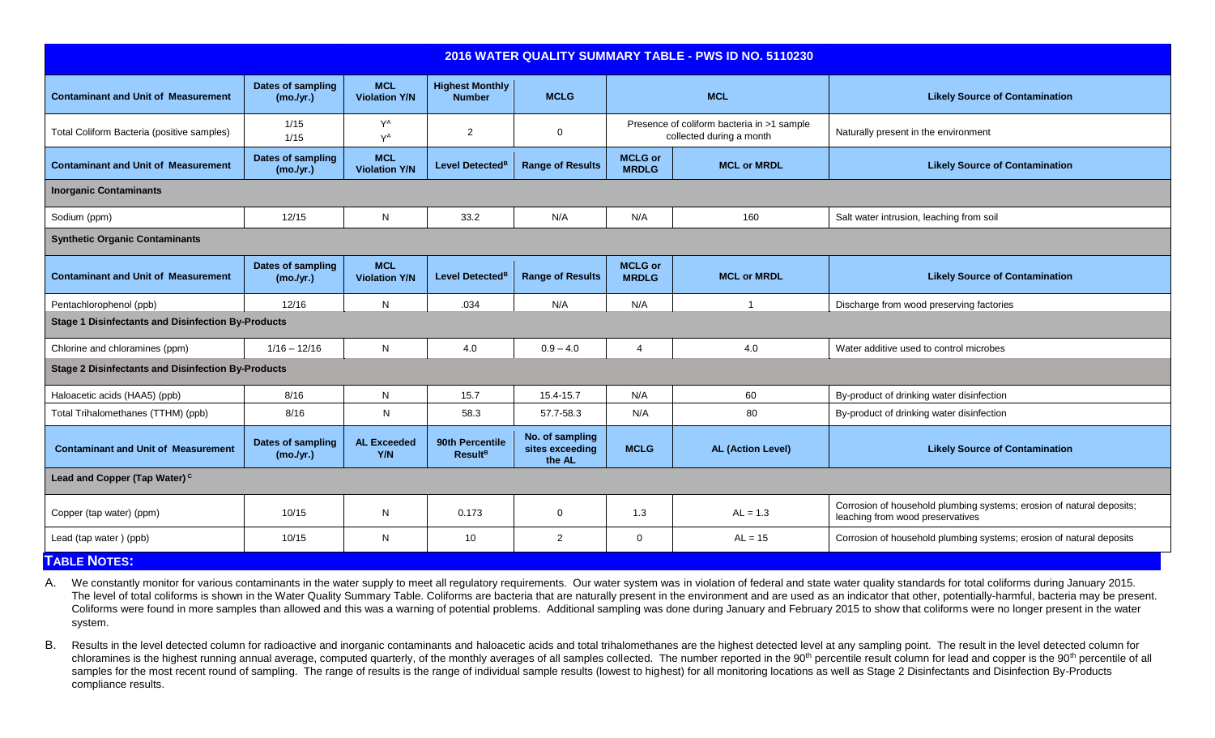## 2016 WATER QUALITY SUMMARY TABLE - PWS ID NO. 5110230

| Contaminant and Unit of Measurement | Dates of sampling (mo./yr.) | MCL Violation Y/N | Highest Monthly Number | MCLG | MCL | | Likely Source of Contamination |
|---|---|---|---|---|---|---|---|
| Total Coliform Bacteria (positive samples) | 1/15<br>1/15 | Y[A]<br>Y[A] | 2 | 0 | Presence of coliform bacteria in >1 sample collected during a month | | Naturally present in the environment |
| **Contaminant and Unit of Measurement** | **Dates of sampling (mo./yr.)** | **MCL Violation Y/N** | **Level Detected[B]** | **Range of Results** | **MCLG or MRDLG** | **MCL or MRDL** | **Likely Source of Contamination** |
| **Inorganic Contaminants** | | | | | | | |
| Sodium (ppm) | 12/15 | N | 33.2 | N/A | N/A | 160 | Salt water intrusion, leaching from soil |
| **Synthetic Organic Contaminants** | | | | | | | |
| **Contaminant and Unit of Measurement** | **Dates of sampling (mo./yr.)** | **MCL Violation Y/N** | **Level Detected[B]** | **Range of Results** | **MCLG or MRDLG** | **MCL or MRDL** | **Likely Source of Contamination** |
| Pentachlorophenol (ppb) | 12/16 | N | .034 | N/A | N/A | 1 | Discharge from wood preserving factories |
| **Stage 1 Disinfectants and Disinfection By-Products** | | | | | | | |
| Chlorine and chloramines (ppm) | 1/16 – 12/16 | N | 4.0 | 0.9 – 4.0 | 4 | 4.0 | Water additive used to control microbes |
| **Stage 2 Disinfectants and Disinfection By-Products** | | | | | | | |
| Haloacetic acids (HAA5) (ppb) | 8/16 | N | 15.7 | 15.4-15.7 | N/A | 60 | By-product of drinking water disinfection |
| Total Trihalomethanes (TTHM) (ppb) | 8/16 | N | 58.3 | 57.7-58.3 | N/A | 80 | By-product of drinking water disinfection |
| **Contaminant and Unit of Measurement** | **Dates of sampling (mo./yr.)** | **AL Exceeded Y/N** | **90th Percentile Result[B]** | **No. of sampling sites exceeding the AL** | **MCLG** | **AL (Action Level)** | **Likely Source of Contamination** |
| **Lead and Copper (Tap Water)[C]** | | | | | | | |
| Copper (tap water) (ppm) | 10/15 | N | 0.173 | 0 | 1.3 | AL = 1.3 | Corrosion of household plumbing systems; erosion of natural deposits; leaching from wood preservatives |
| Lead (tap water ) (ppb) | 10/15 | N | 10 | 2 | 0 | AL = 15 | Corrosion of household plumbing systems; erosion of natural deposits |

### TABLE NOTES:

A. We constantly monitor for various contaminants in the water supply to meet all regulatory requirements. Our water system was in violation of federal and state water quality standards for total coliforms during January 2015. The level of total coliforms is shown in the Water Quality Summary Table. Coliforms are bacteria that are naturally present in the environment and are used as an indicator that other, potentially-harmful, bacteria may be present. Coliforms were found in more samples than allowed and this was a warning of potential problems. Additional sampling was done during January and February 2015 to show that coliforms were no longer present in the water system.

B. Results in the level detected column for radioactive and inorganic contaminants and haloacetic acids and total trihalomethanes are the highest detected level at any sampling point. The result in the level detected column for chloramines is the highest running annual average, computed quarterly, of the monthly averages of all samples collected. The number reported in the 90th percentile result column for lead and copper is the 90th percentile of all samples for the most recent round of sampling. The range of results is the range of individual sample results (lowest to highest) for all monitoring locations as well as Stage 2 Disinfectants and Disinfection By-Products compliance results.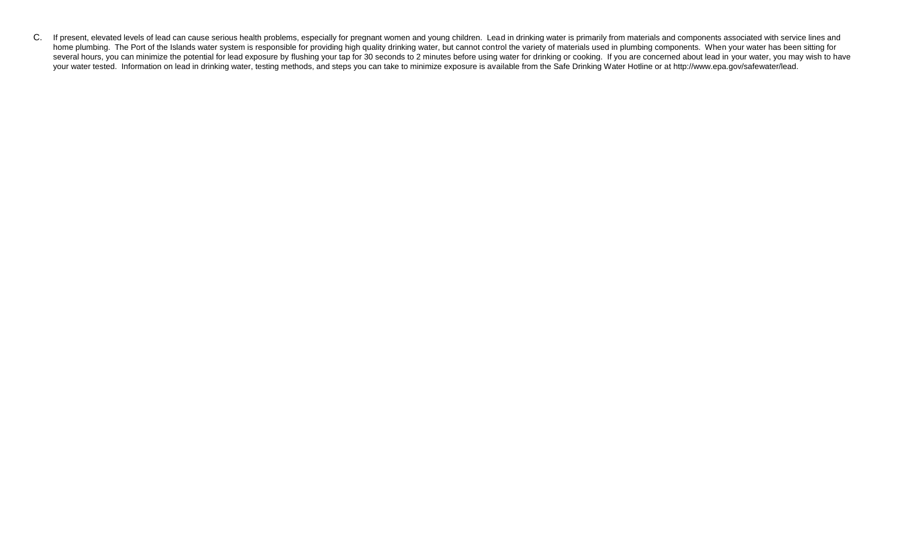C. If present, elevated levels of lead can cause serious health problems, especially for pregnant women and young children. Lead in drinking water is primarily from materials and components associated with service lines and home plumbing. The Port of the Islands water system is responsible for providing high quality drinking water, but cannot control the variety of materials used in plumbing components. When your water has been sitting for several hours, you can minimize the potential for lead exposure by flushing your tap for 30 seconds to 2 minutes before using water for drinking or cooking. If you are concerned about lead in your water, you may wish to have your water tested. Information on lead in drinking water, testing methods, and steps you can take to minimize exposure is available from the Safe Drinking Water Hotline or at http://www.epa.gov/safewater/lead.